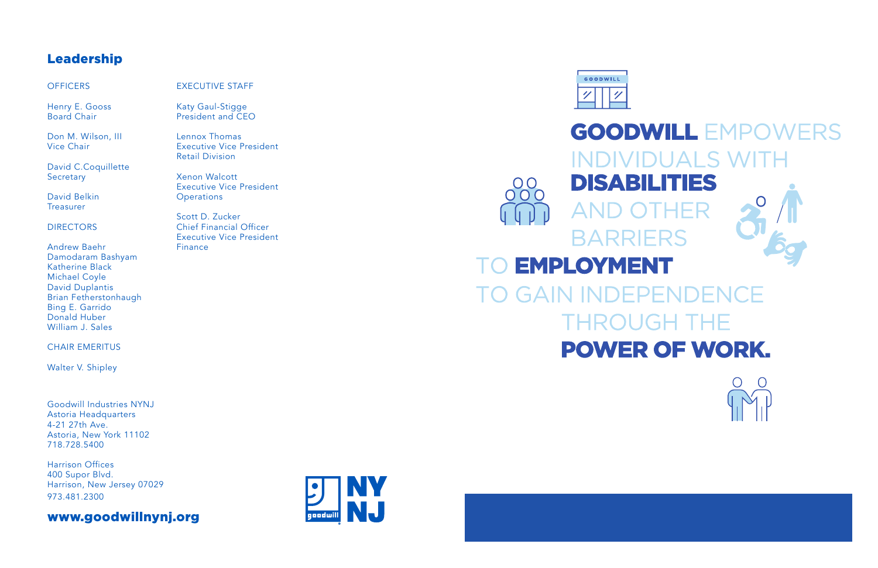## Leadership

OFFICERS

Henry E. Gooss
Board Chair

Don M. Wilson, III
Vice Chair

David C.Coquillette
Secretary

David Belkin
Treasurer

DIRECTORS

Andrew Baehr
Damodaram Bashyam
Katherine Black
Michael Coyle
David Duplantis
Brian Fetherstonhaugh
Bing E. Garrido
Donald Huber
William J. Sales

CHAIR EMERITUS

Walter V. Shipley

EXECUTIVE STAFF

Katy Gaul-Stigge
President and CEO

Lennox Thomas
Executive Vice President
Retail Division

Xenon Walcott
Executive Vice President
Operations

Scott D. Zucker
Chief Financial Officer
Executive Vice President
Finance

Goodwill Industries NYNJ
Astoria Headquarters
4-21 27th Ave.
Astoria, New York 11102
718.728.5400

Harrison Offices
400 Supor Blvd.
Harrison, New Jersey 07029
973.481.2300

**www.goodwillnynj.org**

goodwill NY NJ

GOODWILL

**GOODWILL** EMPOWERS INDIVIDUALS WITH **DISABILITIES** AND OTHER BARRIERS TO **EMPLOYMENT** TO GAIN INDEPENDENCE THROUGH THE **POWER OF WORK.**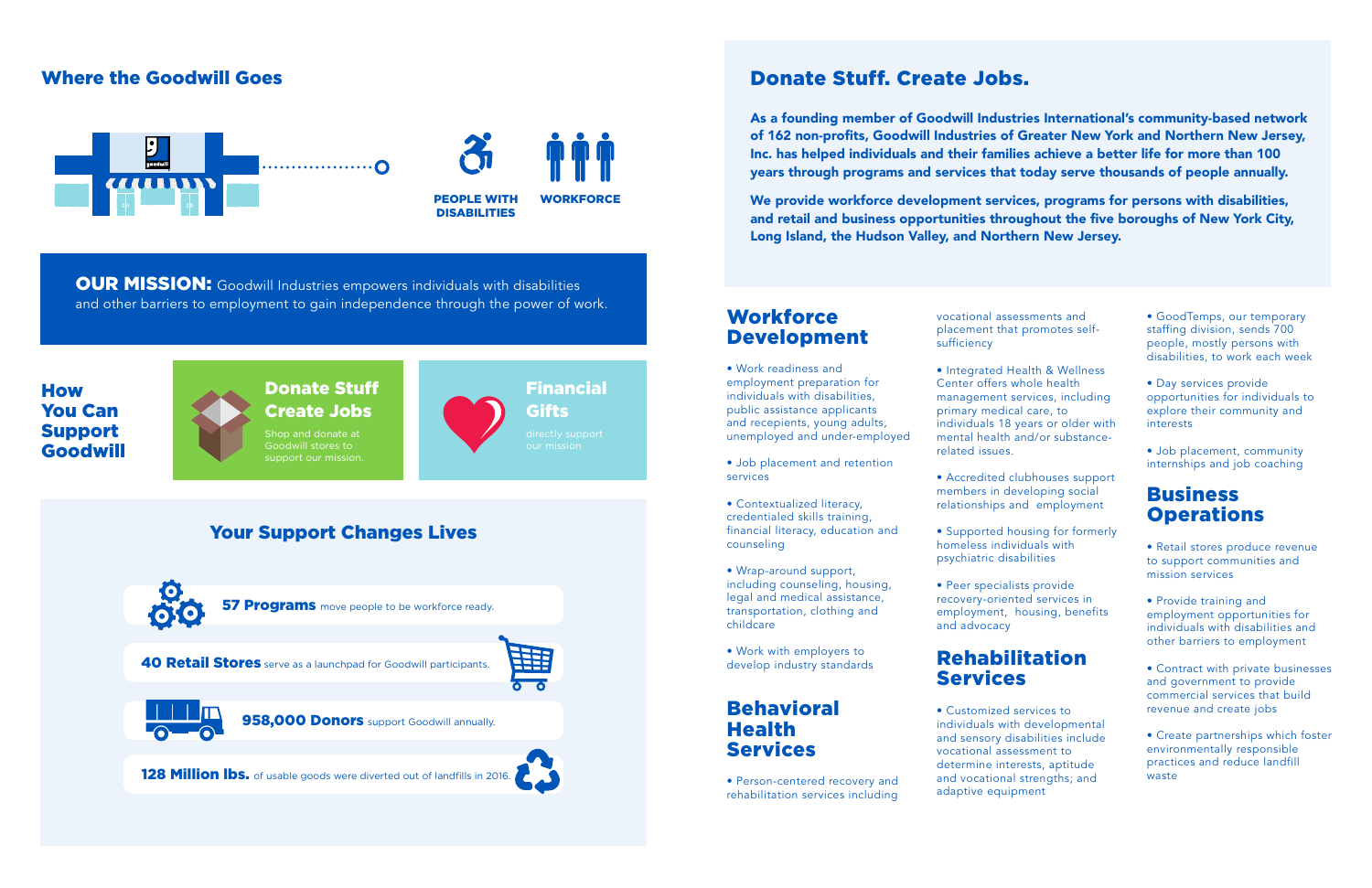## Where the Goodwill Goes

PEOPLE WITH DISABILITIES

WORKFORCE

**OUR MISSION:** Goodwill Industries empowers individuals with disabilities and other barriers to employment to gain independence through the power of work.

## How You Can Support Goodwill

### Donate Stuff Create Jobs

Shop and donate at Goodwill stores to support our mission.

### Financial Gifts

directly support our mission

## Your Support Changes Lives

**57 Programs** move people to be workforce ready.

**40 Retail Stores** serve as a launchpad for Goodwill participants.

**958,000 Donors** support Goodwill annually.

**128 Million lbs.** of usable goods were diverted out of landfills in 2016.

## Donate Stuff. Create Jobs.

**As a founding member of Goodwill Industries International's community-based network of 162 non-profits, Goodwill Industries of Greater New York and Northern New Jersey, Inc. has helped individuals and their families achieve a better life for more than 100 years through programs and services that today serve thousands of people annually.**

**We provide workforce development services, programs for persons with disabilities, and retail and business opportunities throughout the five boroughs of New York City, Long Island, the Hudson Valley, and Northern New Jersey.**

## Workforce Development

- Work readiness and employment preparation for individuals with disabilities, public assistance applicants and recipients, young adults, unemployed and under-employed
- Job placement and retention services
- Contextualized literacy, credentialed skills training, financial literacy, education and counseling
- Wrap-around support, including counseling, housing, legal and medical assistance, transportation, clothing and childcare
- Work with employers to develop industry standards

## Behavioral Health Services

- Person-centered recovery and rehabilitation services including vocational assessments and placement that promotes self-sufficiency
- Integrated Health & Wellness Center offers whole health management services, including primary medical care, to individuals 18 years or older with mental health and/or substance-related issues.
- Accredited clubhouses support members in developing social relationships and employment
- Supported housing for formerly homeless individuals with psychiatric disabilities
- Peer specialists provide recovery-oriented services in employment, housing, benefits and advocacy

## Rehabilitation Services

- Customized services to individuals with developmental and sensory disabilities include vocational assessment to determine interests, aptitude and vocational strengths; and adaptive equipment
- GoodTemps, our temporary staffing division, sends 700 people, mostly persons with disabilities, to work each week
- Day services provide opportunities for individuals to explore their community and interests
- Job placement, community internships and job coaching

## Business Operations

- Retail stores produce revenue to support communities and mission services
- Provide training and employment opportunities for individuals with disabilities and other barriers to employment
- Contract with private businesses and government to provide commercial services that build revenue and create jobs
- Create partnerships which foster environmentally responsible practices and reduce landfill waste